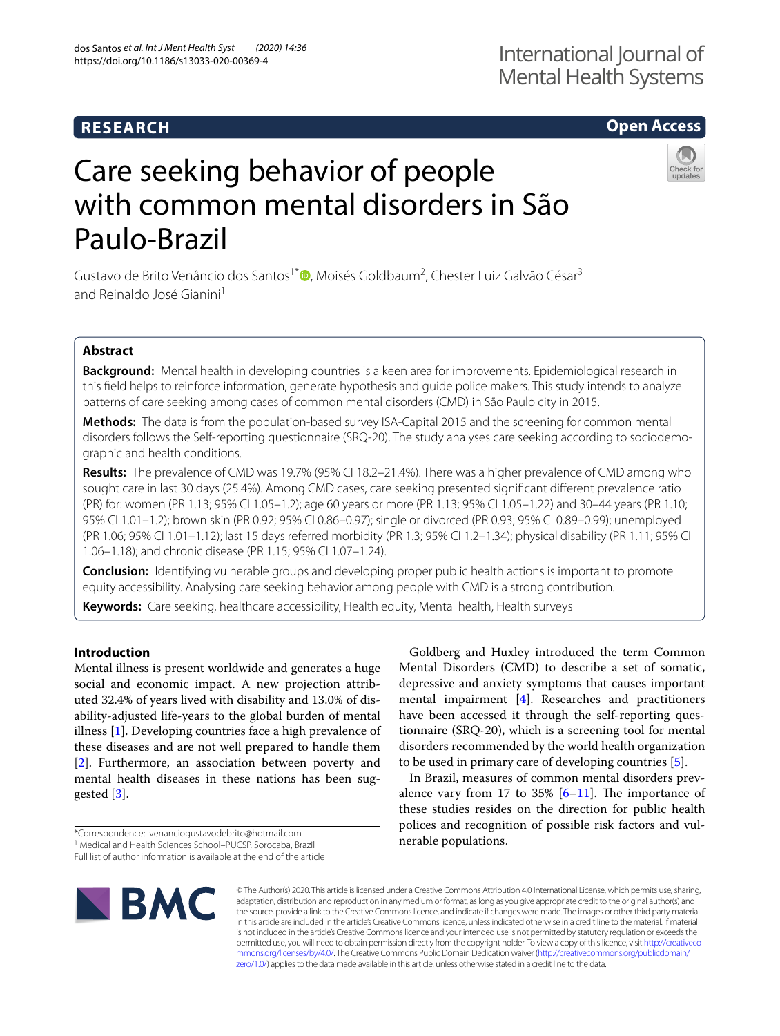RESEARCH

Open Access

# Care seeking behavior of people with common mental disorders in São Paulo-Brazil

Gustavo de Brito Venâncio dos Santos[1*], Moisés Goldbaum[2], Chester Luiz Galvão César[3] and Reinaldo José Gianini[1]

## Abstract

**Background:** Mental health in developing countries is a keen area for improvements. Epidemiological research in this field helps to reinforce information, generate hypothesis and guide police makers. This study intends to analyze patterns of care seeking among cases of common mental disorders (CMD) in São Paulo city in 2015.

**Methods:** The data is from the population-based survey ISA-Capital 2015 and the screening for common mental disorders follows the Self-reporting questionnaire (SRQ-20). The study analyses care seeking according to sociodemographic and health conditions.

**Results:** The prevalence of CMD was 19.7% (95% CI 18.2–21.4%). There was a higher prevalence of CMD among who sought care in last 30 days (25.4%). Among CMD cases, care seeking presented significant different prevalence ratio (PR) for: women (PR 1.13; 95% CI 1.05–1.2); age 60 years or more (PR 1.13; 95% CI 1.05–1.22) and 30–44 years (PR 1.10; 95% CI 1.01–1.2); brown skin (PR 0.92; 95% CI 0.86–0.97); single or divorced (PR 0.93; 95% CI 0.89–0.99); unemployed (PR 1.06; 95% CI 1.01–1.12); last 15 days referred morbidity (PR 1.3; 95% CI 1.2–1.34); physical disability (PR 1.11; 95% CI 1.06–1.18); and chronic disease (PR 1.15; 95% CI 1.07–1.24).

**Conclusion:** Identifying vulnerable groups and developing proper public health actions is important to promote equity accessibility. Analysing care seeking behavior among people with CMD is a strong contribution.

**Keywords:** Care seeking, healthcare accessibility, Health equity, Mental health, Health surveys

## Introduction

Mental illness is present worldwide and generates a huge social and economic impact. A new projection attributed 32.4% of years lived with disability and 13.0% of disability-adjusted life-years to the global burden of mental illness [1]. Developing countries face a high prevalence of these diseases and are not well prepared to handle them [2]. Furthermore, an association between poverty and mental health diseases in these nations has been suggested [3].

Goldberg and Huxley introduced the term Common Mental Disorders (CMD) to describe a set of somatic, depressive and anxiety symptoms that causes important mental impairment [4]. Researches and practitioners have been accessed it through the self-reporting questionnaire (SRQ-20), which is a screening tool for mental disorders recommended by the world health organization to be used in primary care of developing countries [5].

In Brazil, measures of common mental disorders prevalence vary from 17 to 35% [6–11]. The importance of these studies resides on the direction for public health polices and recognition of possible risk factors and vulnerable populations.

*Correspondence: venanciogustavodebrito@hotmail.com
[1] Medical and Health Sciences School–PUCSP, Sorocaba, Brazil
Full list of author information is available at the end of the article

© The Author(s) 2020. This article is licensed under a Creative Commons Attribution 4.0 International License, which permits use, sharing, adaptation, distribution and reproduction in any medium or format, as long as you give appropriate credit to the original author(s) and the source, provide a link to the Creative Commons licence, and indicate if changes were made. The images or other third party material in this article are included in the article's Creative Commons licence, unless indicated otherwise in a credit line to the material. If material is not included in the article's Creative Commons licence and your intended use is not permitted by statutory regulation or exceeds the permitted use, you will need to obtain permission directly from the copyright holder. To view a copy of this licence, visit http://creativecommons.org/licenses/by/4.0/. The Creative Commons Public Domain Dedication waiver (http://creativecommons.org/publicdomain/zero/1.0/) applies to the data made available in this article, unless otherwise stated in a credit line to the data.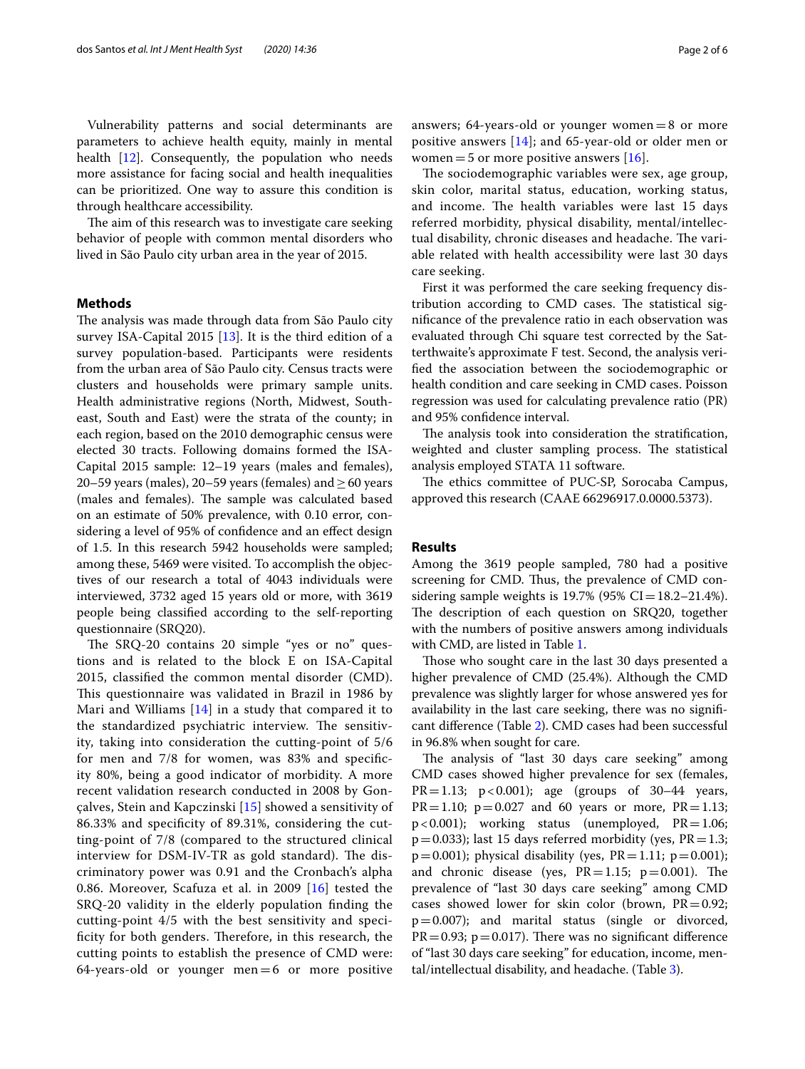Vulnerability patterns and social determinants are parameters to achieve health equity, mainly in mental health [12]. Consequently, the population who needs more assistance for facing social and health inequalities can be prioritized. One way to assure this condition is through healthcare accessibility.

The aim of this research was to investigate care seeking behavior of people with common mental disorders who lived in São Paulo city urban area in the year of 2015.

## Methods

The analysis was made through data from São Paulo city survey ISA-Capital 2015 [13]. It is the third edition of a survey population-based. Participants were residents from the urban area of São Paulo city. Census tracts were clusters and households were primary sample units. Health administrative regions (North, Midwest, Southeast, South and East) were the strata of the county; in each region, based on the 2010 demographic census were elected 30 tracts. Following domains formed the ISA-Capital 2015 sample: 12–19 years (males and females), 20–59 years (males), 20–59 years (females) and ≥ 60 years (males and females). The sample was calculated based on an estimate of 50% prevalence, with 0.10 error, considering a level of 95% of confidence and an effect design of 1.5. In this research 5942 households were sampled; among these, 5469 were visited. To accomplish the objectives of our research a total of 4043 individuals were interviewed, 3732 aged 15 years old or more, with 3619 people being classified according to the self-reporting questionnaire (SRQ20).

The SRQ-20 contains 20 simple "yes or no" questions and is related to the block E on ISA-Capital 2015, classified the common mental disorder (CMD). This questionnaire was validated in Brazil in 1986 by Mari and Williams [14] in a study that compared it to the standardized psychiatric interview. The sensitivity, taking into consideration the cutting-point of 5/6 for men and 7/8 for women, was 83% and specificity 80%, being a good indicator of morbidity. A more recent validation research conducted in 2008 by Gonçalves, Stein and Kapczinski [15] showed a sensitivity of 86.33% and specificity of 89.31%, considering the cutting-point of 7/8 (compared to the structured clinical interview for DSM-IV-TR as gold standard). The discriminatory power was 0.91 and the Cronbach's alpha 0.86. Moreover, Scafuza et al. in 2009 [16] tested the SRQ-20 validity in the elderly population finding the cutting-point 4/5 with the best sensitivity and specificity for both genders. Therefore, in this research, the cutting points to establish the presence of CMD were: 64-years-old or younger men = 6 or more positive answers; 64-years-old or younger women = 8 or more positive answers [14]; and 65-year-old or older men or women = 5 or more positive answers [16].

The sociodemographic variables were sex, age group, skin color, marital status, education, working status, and income. The health variables were last 15 days referred morbidity, physical disability, mental/intellectual disability, chronic diseases and headache. The variable related with health accessibility were last 30 days care seeking.

First it was performed the care seeking frequency distribution according to CMD cases. The statistical significance of the prevalence ratio in each observation was evaluated through Chi square test corrected by the Satterthwaite's approximate F test. Second, the analysis verified the association between the sociodemographic or health condition and care seeking in CMD cases. Poisson regression was used for calculating prevalence ratio (PR) and 95% confidence interval.

The analysis took into consideration the stratification, weighted and cluster sampling process. The statistical analysis employed STATA 11 software.

The ethics committee of PUC-SP, Sorocaba Campus, approved this research (CAAE 66296917.0.0000.5373).

## Results

Among the 3619 people sampled, 780 had a positive screening for CMD. Thus, the prevalence of CMD considering sample weights is 19.7% (95% CI = 18.2–21.4%). The description of each question on SRQ20, together with the numbers of positive answers among individuals with CMD, are listed in Table 1.

Those who sought care in the last 30 days presented a higher prevalence of CMD (25.4%). Although the CMD prevalence was slightly larger for whose answered yes for availability in the last care seeking, there was no significant difference (Table 2). CMD cases had been successful in 96.8% when sought for care.

The analysis of "last 30 days care seeking" among CMD cases showed higher prevalence for sex (females, PR = 1.13; $p < 0.001$); age (groups of 30–44 years, PR = 1.10; $p = 0.027$ and 60 years or more, PR = 1.13; $p < 0.001$); working status (unemployed, PR = 1.06; $p = 0.033$); last 15 days referred morbidity (yes, PR = 1.3; $p = 0.001$); physical disability (yes, PR = 1.11; $p = 0.001$); and chronic disease (yes, PR = 1.15; $p = 0.001$). The prevalence of "last 30 days care seeking" among CMD cases showed lower for skin color (brown, PR = 0.92; $p = 0.007$); and marital status (single or divorced, PR = 0.93; $p = 0.017$). There was no significant difference of "last 30 days care seeking" for education, income, mental/intellectual disability, and headache. (Table 3).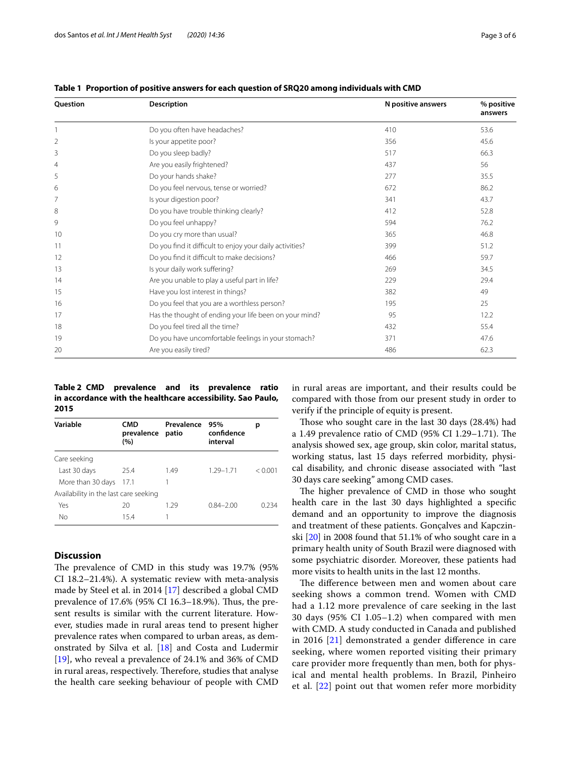**Table 1 Proportion of positive answers for each question of SRQ20 among individuals with CMD**

| Question | Description | N positive answers | % positive answers |
|---|---|---|---|
| 1 | Do you often have headaches? | 410 | 53.6 |
| 2 | Is your appetite poor? | 356 | 45.6 |
| 3 | Do you sleep badly? | 517 | 66.3 |
| 4 | Are you easily frightened? | 437 | 56 |
| 5 | Do your hands shake? | 277 | 35.5 |
| 6 | Do you feel nervous, tense or worried? | 672 | 86.2 |
| 7 | Is your digestion poor? | 341 | 43.7 |
| 8 | Do you have trouble thinking clearly? | 412 | 52.8 |
| 9 | Do you feel unhappy? | 594 | 76.2 |
| 10 | Do you cry more than usual? | 365 | 46.8 |
| 11 | Do you find it difficult to enjoy your daily activities? | 399 | 51.2 |
| 12 | Do you find it difficult to make decisions? | 466 | 59.7 |
| 13 | Is your daily work suffering? | 269 | 34.5 |
| 14 | Are you unable to play a useful part in life? | 229 | 29.4 |
| 15 | Have you lost interest in things? | 382 | 49 |
| 16 | Do you feel that you are a worthless person? | 195 | 25 |
| 17 | Has the thought of ending your life been on your mind? | 95 | 12.2 |
| 18 | Do you feel tired all the time? | 432 | 55.4 |
| 19 | Do you have uncomfortable feelings in your stomach? | 371 | 47.6 |
| 20 | Are you easily tired? | 486 | 62.3 |

**Table 2 CMD prevalence and its prevalence ratio in accordance with the healthcare accessibility. Sao Paulo, 2015**

| Variable | CMD prevalence (%) | Prevalence ratio | 95% confidence interval | p |
|---|---|---|---|---|
| Care seeking | | | | |
| Last 30 days | 25.4 | 1.49 | 1.29–1.71 | < 0.001 |
| More than 30 days | 17.1 | 1 | | |
| Availability in the last care seeking | | | | |
| Yes | 20 | 1.29 | 0.84–2.00 | 0.234 |
| No | 15.4 | 1 | | |

## Discussion

The prevalence of CMD in this study was 19.7% (95% CI 18.2–21.4%). A systematic review with meta-analysis made by Steel et al. in 2014 [17] described a global CMD prevalence of 17.6% (95% CI 16.3–18.9%). Thus, the present results is similar with the current literature. However, studies made in rural areas tend to present higher prevalence rates when compared to urban areas, as demonstrated by Silva et al. [18] and Costa and Ludermir [19], who reveal a prevalence of 24.1% and 36% of CMD in rural areas, respectively. Therefore, studies that analyse the health care seeking behaviour of people with CMD in rural areas are important, and their results could be compared with those from our present study in order to verify if the principle of equity is present.

Those who sought care in the last 30 days (28.4%) had a 1.49 prevalence ratio of CMD (95% CI 1.29–1.71). The analysis showed sex, age group, skin color, marital status, working status, last 15 days referred morbidity, physical disability, and chronic disease associated with "last 30 days care seeking" among CMD cases.

The higher prevalence of CMD in those who sought health care in the last 30 days highlighted a specific demand and an opportunity to improve the diagnosis and treatment of these patients. Gonçalves and Kapczinski [20] in 2008 found that 51.1% of who sought care in a primary health unity of South Brazil were diagnosed with some psychiatric disorder. Moreover, these patients had more visits to health units in the last 12 months.

The difference between men and women about care seeking shows a common trend. Women with CMD had a 1.12 more prevalence of care seeking in the last 30 days (95% CI 1.05–1.2) when compared with men with CMD. A study conducted in Canada and published in 2016 [21] demonstrated a gender difference in care seeking, where women reported visiting their primary care provider more frequently than men, both for physical and mental health problems. In Brazil, Pinheiro et al. [22] point out that women refer more morbidity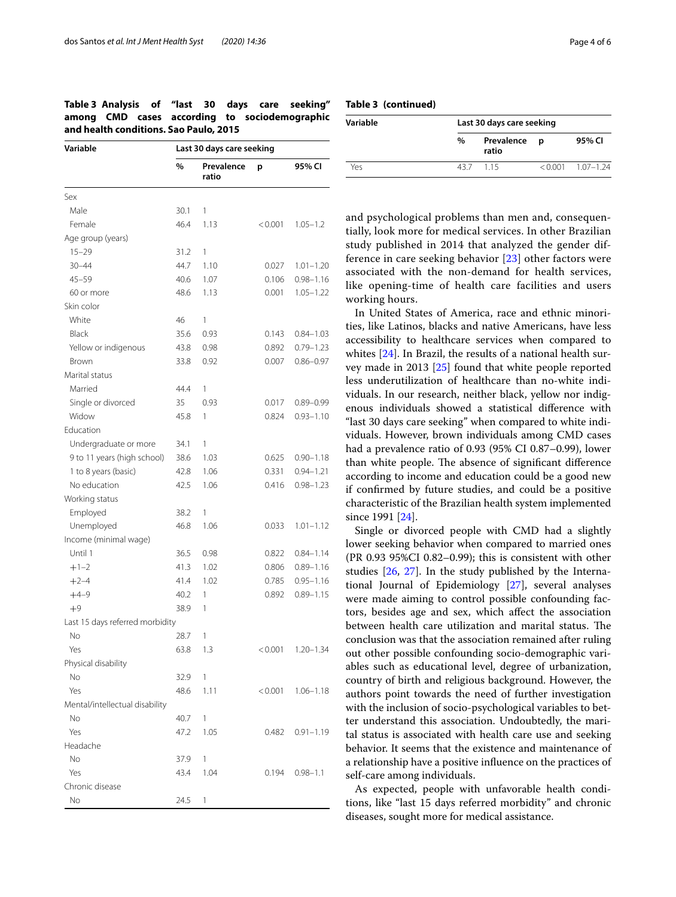**Table 3 Analysis of "last 30 days care seeking" among CMD cases according to sociodemographic and health conditions. Sao Paulo, 2015**

| Variable | Last 30 days care seeking | | | |
|---|---|---|---|---|
| | % | Prevalence ratio | p | 95% CI |
| Sex | | | | |
| Male | 30.1 | 1 | | |
| Female | 46.4 | 1.13 | < 0.001 | 1.05–1.2 |
| Age group (years) | | | | |
| 15–29 | 31.2 | 1 | | |
| 30–44 | 44.7 | 1.10 | 0.027 | 1.01–1.20 |
| 45–59 | 40.6 | 1.07 | 0.106 | 0.98–1.16 |
| 60 or more | 48.6 | 1.13 | 0.001 | 1.05–1.22 |
| Skin color | | | | |
| White | 46 | 1 | | |
| Black | 35.6 | 0.93 | 0.143 | 0.84–1.03 |
| Yellow or indigenous | 43.8 | 0.98 | 0.892 | 0.79–1.23 |
| Brown | 33.8 | 0.92 | 0.007 | 0.86–0.97 |
| Marital status | | | | |
| Married | 44.4 | 1 | | |
| Single or divorced | 35 | 0.93 | 0.017 | 0.89–0.99 |
| Widow | 45.8 | 1 | 0.824 | 0.93–1.10 |
| Education | | | | |
| Undergraduate or more | 34.1 | 1 | | |
| 9 to 11 years (high school) | 38.6 | 1.03 | 0.625 | 0.90–1.18 |
| 1 to 8 years (basic) | 42.8 | 1.06 | 0.331 | 0.94–1.21 |
| No education | 42.5 | 1.06 | 0.416 | 0.98–1.23 |
| Working status | | | | |
| Employed | 38.2 | 1 | | |
| Unemployed | 46.8 | 1.06 | 0.033 | 1.01–1.12 |
| Income (minimal wage) | | | | |
| Until 1 | 36.5 | 0.98 | 0.822 | 0.84–1.14 |
| +1–2 | 41.3 | 1.02 | 0.806 | 0.89–1.16 |
| +2–4 | 41.4 | 1.02 | 0.785 | 0.95–1.16 |
| +4–9 | 40.2 | 1 | 0.892 | 0.89–1.15 |
| +9 | 38.9 | 1 | | |
| Last 15 days referred morbidity | | | | |
| No | 28.7 | 1 | | |
| Yes | 63.8 | 1.3 | < 0.001 | 1.20–1.34 |
| Physical disability | | | | |
| No | 32.9 | 1 | | |
| Yes | 48.6 | 1.11 | < 0.001 | 1.06–1.18 |
| Mental/intellectual disability | | | | |
| No | 40.7 | 1 | | |
| Yes | 47.2 | 1.05 | 0.482 | 0.91–1.19 |
| Headache | | | | |
| No | 37.9 | 1 | | |
| Yes | 43.4 | 1.04 | 0.194 | 0.98–1.1 |
| Chronic disease | | | | |
| No | 24.5 | 1 | | |
| Yes | 43.7 | 1.15 | < 0.001 | 1.07–1.24 |

and psychological problems than men and, consequentially, look more for medical services. In other Brazilian study published in 2014 that analyzed the gender difference in care seeking behavior [23] other factors were associated with the non-demand for health services, like opening-time of health care facilities and users working hours.

In United States of America, race and ethnic minorities, like Latinos, blacks and native Americans, have less accessibility to healthcare services when compared to whites [24]. In Brazil, the results of a national health survey made in 2013 [25] found that white people reported less underutilization of healthcare than no-white individuals. In our research, neither black, yellow nor indigenous individuals showed a statistical difference with "last 30 days care seeking" when compared to white individuals. However, brown individuals among CMD cases had a prevalence ratio of 0.93 (95% CI 0.87–0.99), lower than white people. The absence of significant difference according to income and education could be a good new if confirmed by future studies, and could be a positive characteristic of the Brazilian health system implemented since 1991 [24].

Single or divorced people with CMD had a slightly lower seeking behavior when compared to married ones (PR 0.93 95%CI 0.82–0.99); this is consistent with other studies [26, 27]. In the study published by the International Journal of Epidemiology [27], several analyses were made aiming to control possible confounding factors, besides age and sex, which affect the association between health care utilization and marital status. The conclusion was that the association remained after ruling out other possible confounding socio-demographic variables such as educational level, degree of urbanization, country of birth and religious background. However, the authors point towards the need of further investigation with the inclusion of socio-psychological variables to better understand this association. Undoubtedly, the marital status is associated with health care use and seeking behavior. It seems that the existence and maintenance of a relationship have a positive influence on the practices of self-care among individuals.

As expected, people with unfavorable health conditions, like "last 15 days referred morbidity" and chronic diseases, sought more for medical assistance.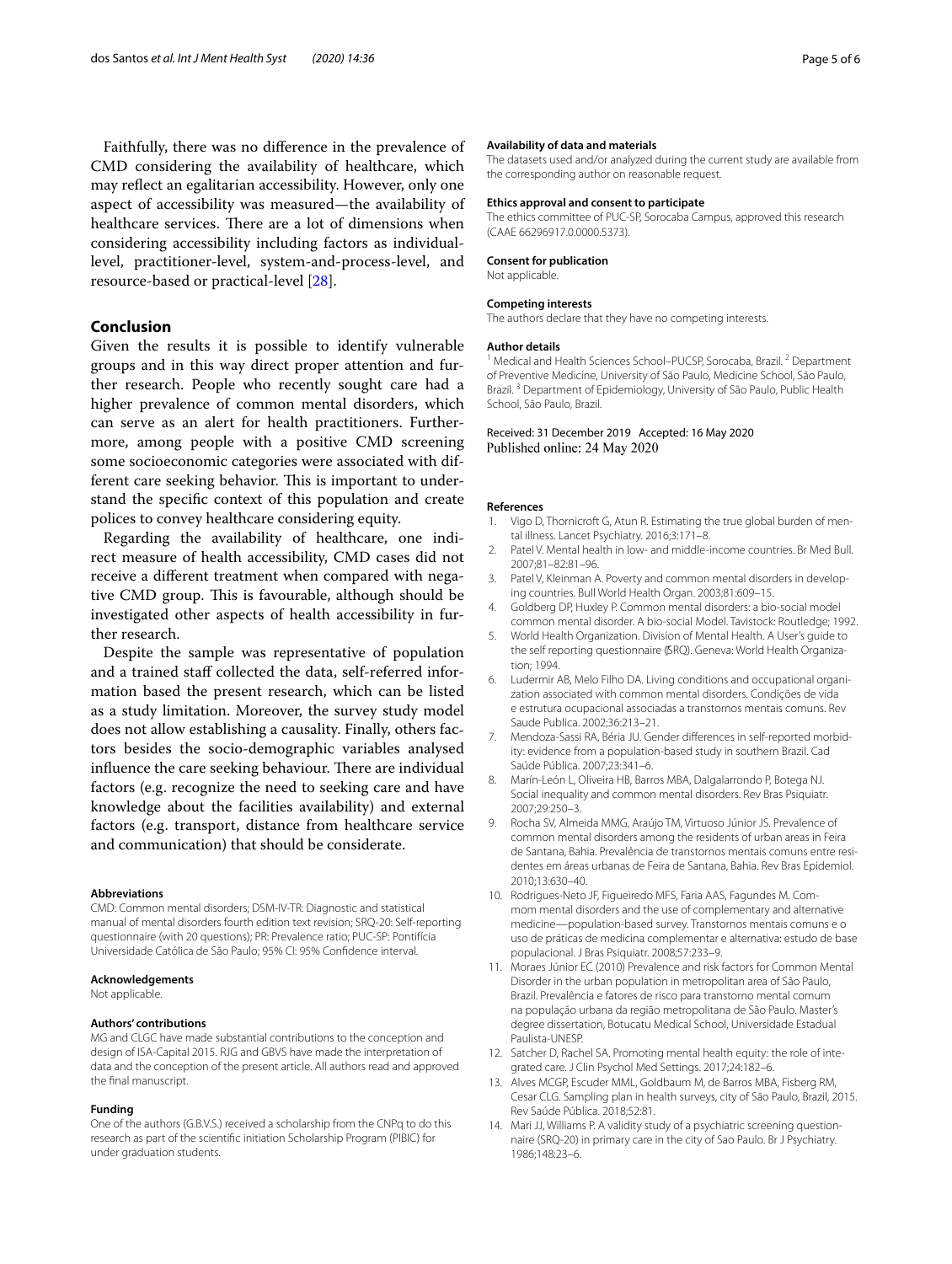Faithfully, there was no difference in the prevalence of CMD considering the availability of healthcare, which may reflect an egalitarian accessibility. However, only one aspect of accessibility was measured—the availability of healthcare services. There are a lot of dimensions when considering accessibility including factors as individual-level, practitioner-level, system-and-process-level, and resource-based or practical-level [28].

## Conclusion

Given the results it is possible to identify vulnerable groups and in this way direct proper attention and further research. People who recently sought care had a higher prevalence of common mental disorders, which can serve as an alert for health practitioners. Furthermore, among people with a positive CMD screening some socioeconomic categories were associated with different care seeking behavior. This is important to understand the specific context of this population and create polices to convey healthcare considering equity.

Regarding the availability of healthcare, one indirect measure of health accessibility, CMD cases did not receive a different treatment when compared with negative CMD group. This is favourable, although should be investigated other aspects of health accessibility in further research.

Despite the sample was representative of population and a trained staff collected the data, self-referred information based the present research, which can be listed as a study limitation. Moreover, the survey study model does not allow establishing a causality. Finally, others factors besides the socio-demographic variables analysed influence the care seeking behaviour. There are individual factors (e.g. recognize the need to seeking care and have knowledge about the facilities availability) and external factors (e.g. transport, distance from healthcare service and communication) that should be considerate.

#### Abbreviations

CMD: Common mental disorders; DSM-IV-TR: Diagnostic and statistical manual of mental disorders fourth edition text revision; SRQ-20: Self-reporting questionnaire (with 20 questions); PR: Prevalence ratio; PUC-SP: Pontifícia Universidade Católica de São Paulo; 95% CI: 95% Confidence interval.

#### Acknowledgements

Not applicable.

#### Authors' contributions

MG and CLGC have made substantial contributions to the conception and design of ISA-Capital 2015. RJG and GBVS have made the interpretation of data and the conception of the present article. All authors read and approved the final manuscript.

#### Funding

One of the authors (G.B.V.S.) received a scholarship from the CNPq to do this research as part of the scientific initiation Scholarship Program (PIBIC) for under graduation students.

#### Availability of data and materials

The datasets used and/or analyzed during the current study are available from the corresponding author on reasonable request.

#### Ethics approval and consent to participate

The ethics committee of PUC-SP, Sorocaba Campus, approved this research (CAAE 66296917.0.0000.5373).

#### Consent for publication

Not applicable.

#### Competing interests

The authors declare that they have no competing interests.

#### Author details

[1] Medical and Health Sciences School–PUCSP, Sorocaba, Brazil. [2] Department of Preventive Medicine, University of São Paulo, Medicine School, São Paulo, Brazil. [3] Department of Epidemiology, University of São Paulo, Public Health School, São Paulo, Brazil.

Received: 31 December 2019 Accepted: 16 May 2020
Published online: 24 May 2020

#### References

1. Vigo D, Thornicroft G, Atun R. Estimating the true global burden of mental illness. Lancet Psychiatry. 2016;3:171–8.
2. Patel V. Mental health in low- and middle-income countries. Br Med Bull. 2007;81–82:81–96.
3. Patel V, Kleinman A. Poverty and common mental disorders in developing countries. Bull World Health Organ. 2003;81:609–15.
4. Goldberg DP, Huxley P. Common mental disorders: a bio-social model common mental disorder. A bio-social Model. Tavistock: Routledge; 1992.
5. World Health Organization. Division of Mental Health. A User's guide to the self reporting questionnaire (SRQ). Geneva: World Health Organization; 1994.
6. Ludermir AB, Melo Filho DA. Living conditions and occupational organization associated with common mental disorders. Condições de vida e estrutura ocupacional associadas a transtornos mentais comuns. Rev Saude Publica. 2002;36:213–21.
7. Mendoza-Sassi RA, Béria JU. Gender differences in self-reported morbidity: evidence from a population-based study in southern Brazil. Cad Saúde Pública. 2007;23:341–6.
8. Marín-León L, Oliveira HB, Barros MBA, Dalgalarrondo P, Botega NJ. Social inequality and common mental disorders. Rev Bras Psiquiatr. 2007;29:250–3.
9. Rocha SV, Almeida MMG, Araújo TM, Virtuoso Júnior JS. Prevalence of common mental disorders among the residents of urban areas in Feira de Santana, Bahia. Prevalência de transtornos mentais comuns entre residentes em áreas urbanas de Feira de Santana, Bahia. Rev Bras Epidemiol. 2010;13:630–40.
10. Rodrigues-Neto JF, Figueiredo MFS, Faria AAS, Fagundes M. Commom mental disorders and the use of complementary and alternative medicine—population-based survey. Transtornos mentais comuns e o uso de práticas de medicina complementar e alternativa: estudo de base populacional. J Bras Psiquiatr. 2008;57:233–9.
11. Moraes Júnior EC (2010) Prevalence and risk factors for Common Mental Disorder in the urban population in metropolitan area of São Paulo, Brazil. Prevalência e fatores de risco para transtorno mental comum na população urbana da região metropolitana de São Paulo. Master's degree dissertation, Botucatu Medical School, Universidade Estadual Paulista-UNESP.
12. Satcher D, Rachel SA. Promoting mental health equity: the role of integrated care. J Clin Psychol Med Settings. 2017;24:182–6.
13. Alves MCGP, Escuder MML, Goldbaum M, de Barros MBA, Fisberg RM, Cesar CLG. Sampling plan in health surveys, city of São Paulo, Brazil, 2015. Rev Saúde Pública. 2018;52:81.
14. Mari JJ, Williams P. A validity study of a psychiatric screening questionnaire (SRQ-20) in primary care in the city of Sao Paulo. Br J Psychiatry. 1986;148:23–6.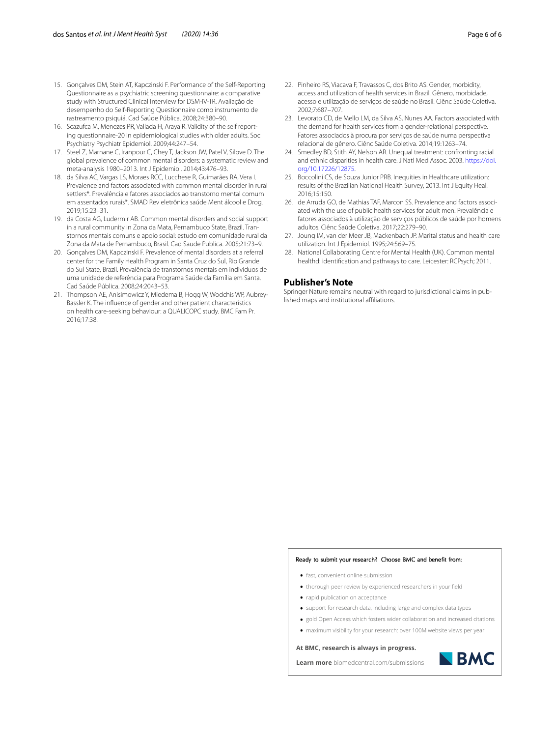15. Gonçalves DM, Stein AT, Kapczinski F. Performance of the Self-Reporting Questionnaire as a psychiatric screening questionnaire: a comparative study with Structured Clinical Interview for DSM-IV-TR. Avaliação de desempenho do Self-Reporting Questionnaire como instrumento de rastreamento psiquiá. Cad Saúde Pública. 2008;24:380–90.
16. Scazufca M, Menezes PR, Vallada H, Araya R. Validity of the self reporting questionnaire-20 in epidemiological studies with older adults. Soc Psychiatry Psychiatr Epidemiol. 2009;44:247–54.
17. Steel Z, Marnane C, Iranpour C, Chey T, Jackson JW, Patel V, Silove D. The global prevalence of common mental disorders: a systematic review and meta-analysis 1980–2013. Int J Epidemiol. 2014;43:476–93.
18. da Silva AC, Vargas LS, Moraes RCC, Lucchese R, Guimarães RA, Vera I. Prevalence and factors associated with common mental disorder in rural settlers*. Prevalência e fatores associados ao transtorno mental comum em assentados rurais*. SMAD Rev eletrônica saúde Ment álcool e Drog. 2019;15:23–31.
19. da Costa AG, Ludermir AB. Common mental disorders and social support in a rural community in Zona da Mata, Pernambuco State, Brazil. Transtornos mentais comuns e apoio social: estudo em comunidade rural da Zona da Mata de Pernambuco, Brasil. Cad Saude Publica. 2005;21:73–9.
20. Gonçalves DM, Kapczinski F. Prevalence of mental disorders at a referral center for the Family Health Program in Santa Cruz do Sul, Rio Grande do Sul State, Brazil. Prevalência de transtornos mentais em indivíduos de uma unidade de referência para Programa Saúde da Família em Santa. Cad Saúde Pública. 2008;24:2043–53.
21. Thompson AE, Anisimowicz Y, Miedema B, Hogg W, Wodchis WP, Aubrey-Bassler K. The influence of gender and other patient characteristics on health care-seeking behaviour: a QUALICOPC study. BMC Fam Pr. 2016;17:38.
22. Pinheiro RS, Viacava F, Travassos C, dos Brito AS. Gender, morbidity, access and utilization of health services in Brazil. Gênero, morbidade, acesso e utilização de serviços de saúde no Brasil. Ciênc Saúde Coletiva. 2002;7:687–707.
23. Levorato CD, de Mello LM, da Silva AS, Nunes AA. Factors associated with the demand for health services from a gender-relational perspective. Fatores associados à procura por serviços de saúde numa perspectiva relacional de gênero. Ciênc Saúde Coletiva. 2014;19:1263–74.
24. Smedley BD, Stith AY, Nelson AR. Unequal treatment: confronting racial and ethnic disparities in health care. J Natl Med Assoc. 2003. https://doi.org/10.17226/12875.
25. Boccolini CS, de Souza Junior PRB. Inequities in Healthcare utilization: results of the Brazilian National Health Survey, 2013. Int J Equity Heal. 2016;15:150.
26. de Arruda GO, de Mathias TAF, Marcon SS. Prevalence and factors associated with the use of public health services for adult men. Prevalência e fatores associados à utilização de serviços públicos de saúde por homens adultos. Ciênc Saúde Coletiva. 2017;22:279–90.
27. Joung IM, van der Meer JB, Mackenbach JP. Marital status and health care utilization. Int J Epidemiol. 1995;24:569–75.
28. National Collaborating Centre for Mental Health (UK). Common mental healthd: identification and pathways to care. Leicester: RCPsych; 2011.

## Publisher's Note

Springer Nature remains neutral with regard to jurisdictional claims in published maps and institutional affiliations.

Ready to submit your research? Choose BMC and benefit from:

- fast, convenient online submission
- thorough peer review by experienced researchers in your field
- rapid publication on acceptance
- support for research data, including large and complex data types
- gold Open Access which fosters wider collaboration and increased citations
- maximum visibility for your research: over 100M website views per year

**At BMC, research is always in progress.**

**Learn more** biomedcentral.com/submissions

BMC